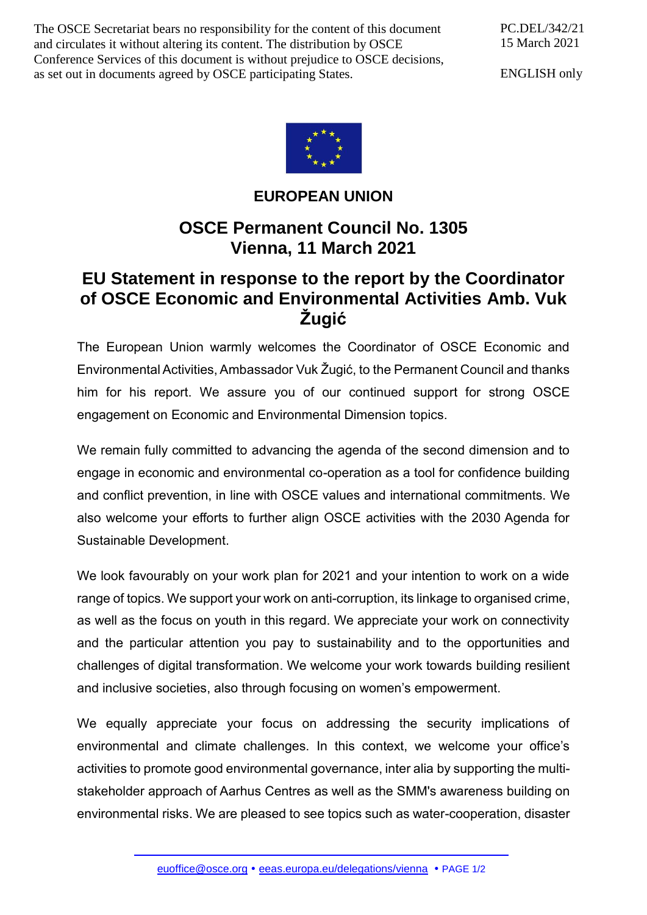The OSCE Secretariat bears no responsibility for the content of this document and circulates it without altering its content. The distribution by OSCE Conference Services of this document is without prejudice to OSCE decisions, as set out in documents agreed by OSCE participating States.

PC.DEL/342/21
15 March 2021

ENGLISH only

**EUROPEAN UNION**

# OSCE Permanent Council No. 1305
# Vienna, 11 March 2021

## EU Statement in response to the report by the Coordinator of OSCE Economic and Environmental Activities Amb. Vuk Žugić

The European Union warmly welcomes the Coordinator of OSCE Economic and Environmental Activities, Ambassador Vuk Žugić, to the Permanent Council and thanks him for his report. We assure you of our continued support for strong OSCE engagement on Economic and Environmental Dimension topics.

We remain fully committed to advancing the agenda of the second dimension and to engage in economic and environmental co-operation as a tool for confidence building and conflict prevention, in line with OSCE values and international commitments. We also welcome your efforts to further align OSCE activities with the 2030 Agenda for Sustainable Development.

We look favourably on your work plan for 2021 and your intention to work on a wide range of topics. We support your work on anti-corruption, its linkage to organised crime, as well as the focus on youth in this regard. We appreciate your work on connectivity and the particular attention you pay to sustainability and to the opportunities and challenges of digital transformation. We welcome your work towards building resilient and inclusive societies, also through focusing on women's empowerment.

We equally appreciate your focus on addressing the security implications of environmental and climate challenges. In this context, we welcome your office's activities to promote good environmental governance, inter alia by supporting the multi-stakeholder approach of Aarhus Centres as well as the SMM's awareness building on environmental risks. We are pleased to see topics such as water-cooperation, disaster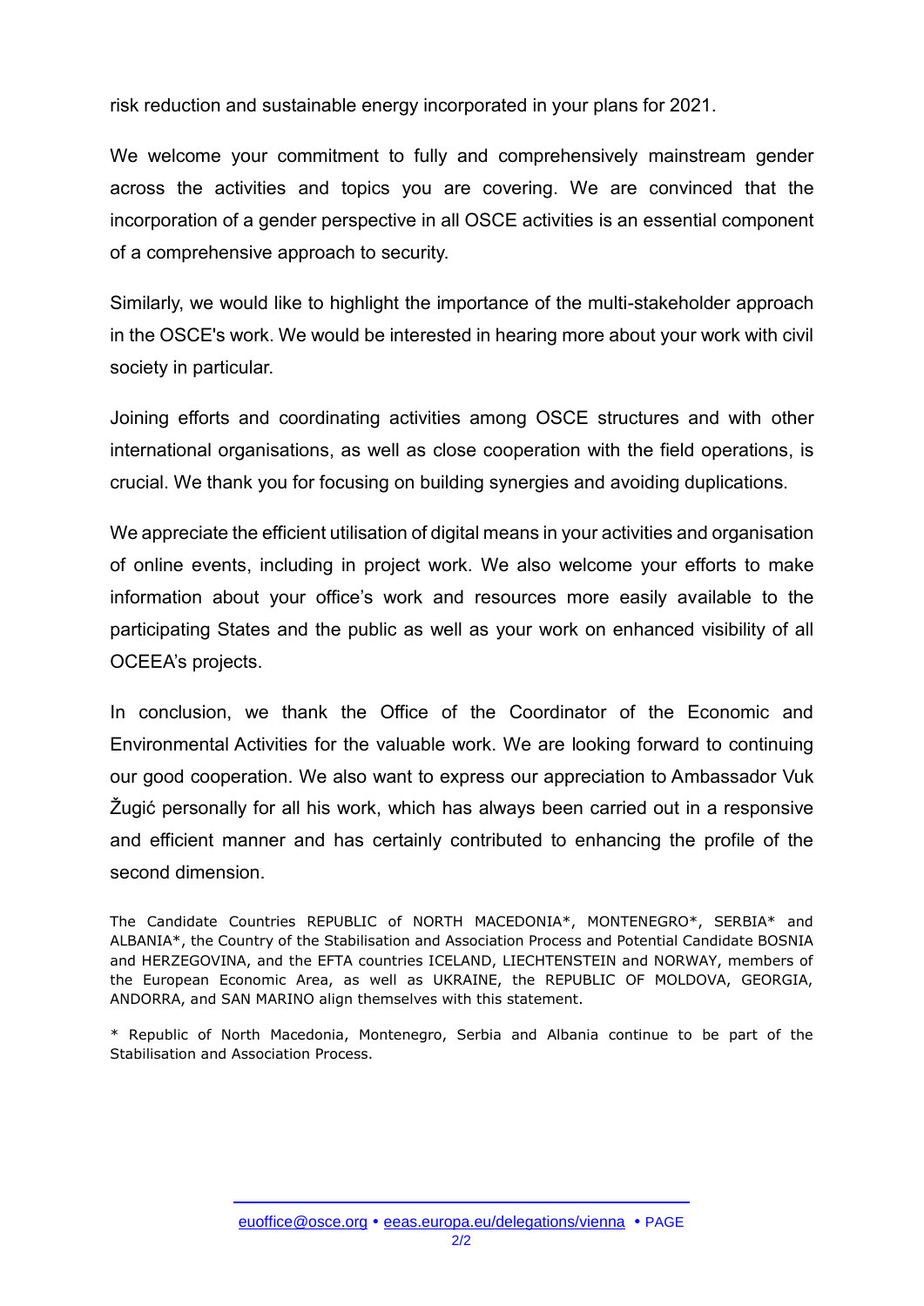risk reduction and sustainable energy incorporated in your plans for 2021.

We welcome your commitment to fully and comprehensively mainstream gender across the activities and topics you are covering. We are convinced that the incorporation of a gender perspective in all OSCE activities is an essential component of a comprehensive approach to security.

Similarly, we would like to highlight the importance of the multi-stakeholder approach in the OSCE's work. We would be interested in hearing more about your work with civil society in particular.

Joining efforts and coordinating activities among OSCE structures and with other international organisations, as well as close cooperation with the field operations, is crucial. We thank you for focusing on building synergies and avoiding duplications.

We appreciate the efficient utilisation of digital means in your activities and organisation of online events, including in project work. We also welcome your efforts to make information about your office's work and resources more easily available to the participating States and the public as well as your work on enhanced visibility of all OCEEA's projects.

In conclusion, we thank the Office of the Coordinator of the Economic and Environmental Activities for the valuable work. We are looking forward to continuing our good cooperation. We also want to express our appreciation to Ambassador Vuk Žugić personally for all his work, which has always been carried out in a responsive and efficient manner and has certainly contributed to enhancing the profile of the second dimension.

The Candidate Countries REPUBLIC of NORTH MACEDONIA*, MONTENEGRO*, SERBIA* and ALBANIA*, the Country of the Stabilisation and Association Process and Potential Candidate BOSNIA and HERZEGOVINA, and the EFTA countries ICELAND, LIECHTENSTEIN and NORWAY, members of the European Economic Area, as well as UKRAINE, the REPUBLIC OF MOLDOVA, GEORGIA, ANDORRA, and SAN MARINO align themselves with this statement.

* Republic of North Macedonia, Montenegro, Serbia and Albania continue to be part of the Stabilisation and Association Process.